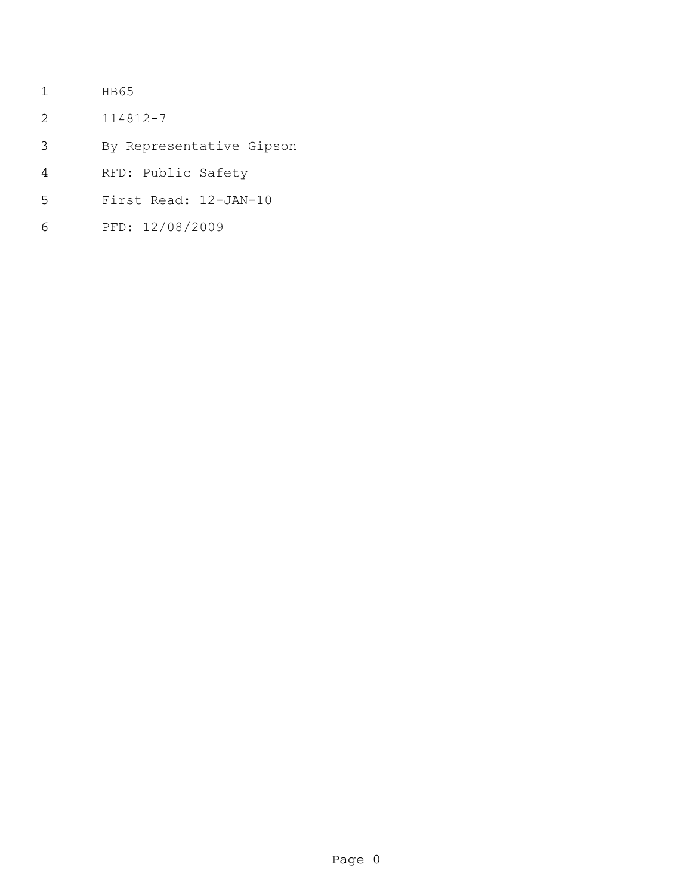HB65

114812-7

By Representative Gipson

RFD: Public Safety

First Read: 12-JAN-10

PFD: 12/08/2009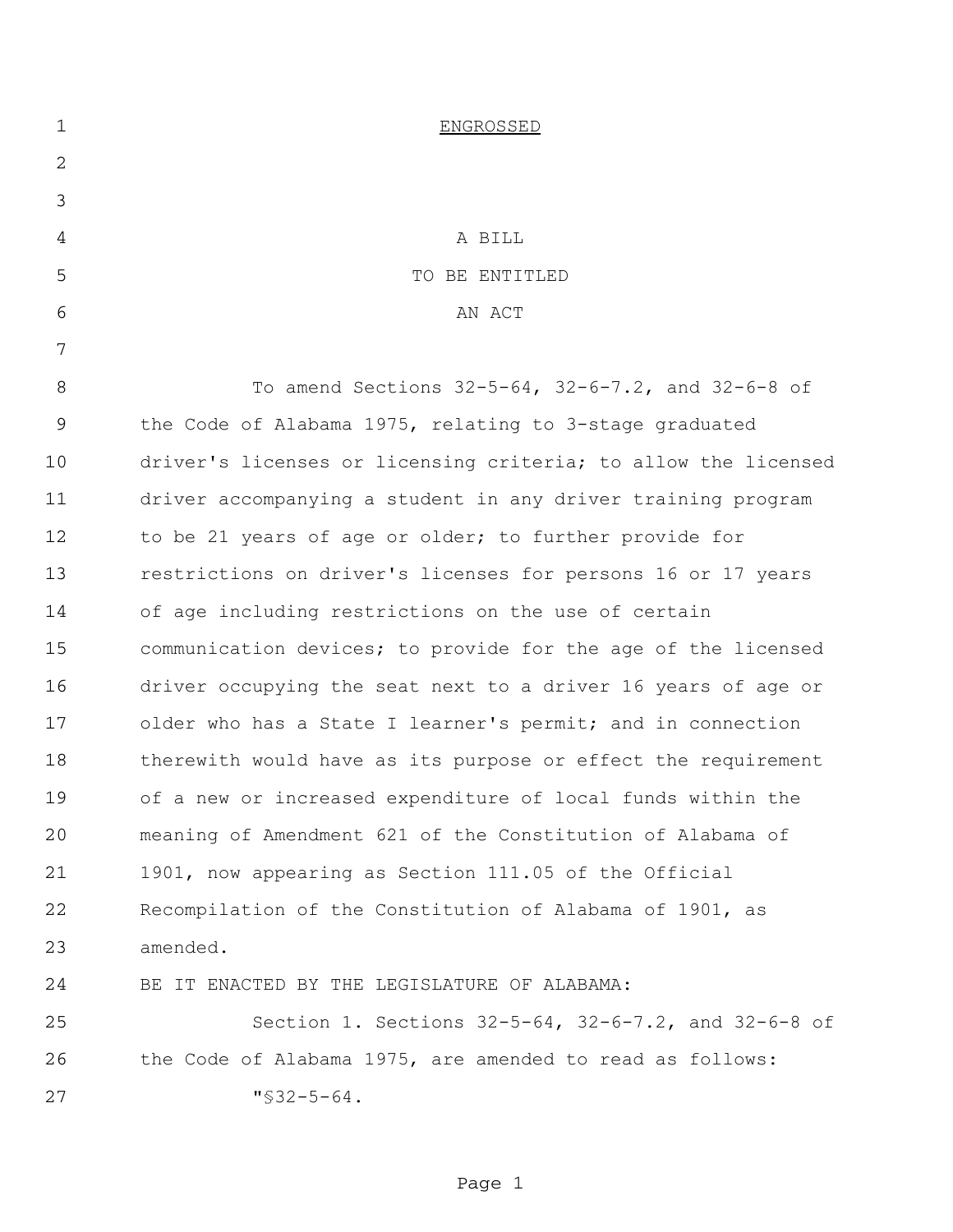ENGROSSED

A BILL
TO BE ENTITLED
AN ACT

To amend Sections 32-5-64, 32-6-7.2, and 32-6-8 of the Code of Alabama 1975, relating to 3-stage graduated driver's licenses or licensing criteria; to allow the licensed driver accompanying a student in any driver training program to be 21 years of age or older; to further provide for restrictions on driver's licenses for persons 16 or 17 years of age including restrictions on the use of certain communication devices; to provide for the age of the licensed driver occupying the seat next to a driver 16 years of age or older who has a State I learner's permit; and in connection therewith would have as its purpose or effect the requirement of a new or increased expenditure of local funds within the meaning of Amendment 621 of the Constitution of Alabama of 1901, now appearing as Section 111.05 of the Official Recompilation of the Constitution of Alabama of 1901, as amended.

BE IT ENACTED BY THE LEGISLATURE OF ALABAMA:

Section 1. Sections 32-5-64, 32-6-7.2, and 32-6-8 of the Code of Alabama 1975, are amended to read as follows:

"§32-5-64.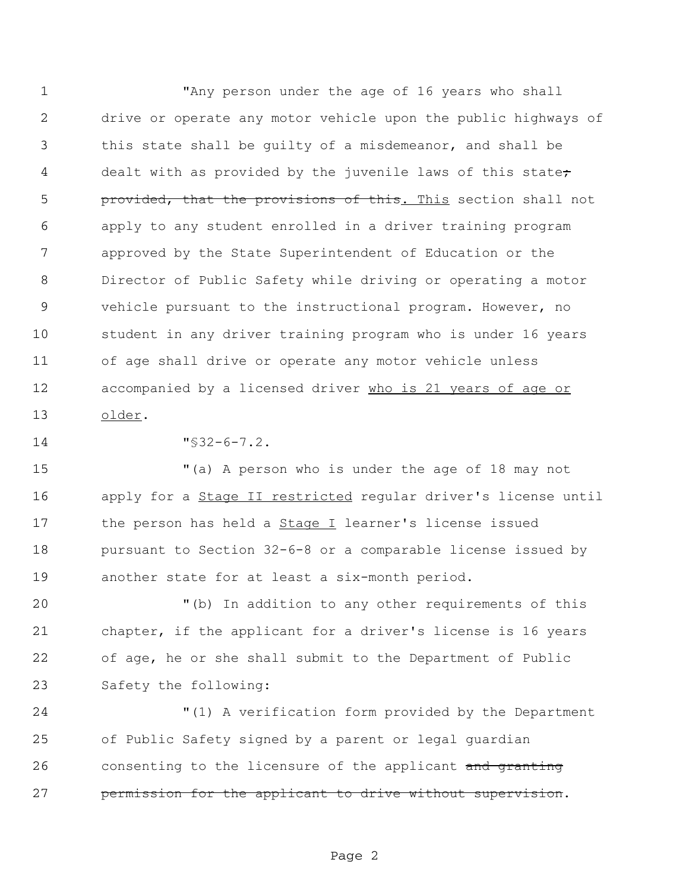"Any person under the age of 16 years who shall drive or operate any motor vehicle upon the public highways of this state shall be guilty of a misdemeanor, and shall be dealt with as provided by the juvenile laws of this state~~; provided, that the provisions of this~~. This section shall not apply to any student enrolled in a driver training program approved by the State Superintendent of Education or the Director of Public Safety while driving or operating a motor vehicle pursuant to the instructional program. However, no student in any driver training program who is under 16 years of age shall drive or operate any motor vehicle unless accompanied by a licensed driver who is 21 years of age or older.

"§32-6-7.2.

"(a) A person who is under the age of 18 may not apply for a Stage II restricted regular driver's license until the person has held a Stage I learner's license issued pursuant to Section 32-6-8 or a comparable license issued by another state for at least a six-month period.

"(b) In addition to any other requirements of this chapter, if the applicant for a driver's license is 16 years of age, he or she shall submit to the Department of Public Safety the following:

"(1) A verification form provided by the Department of Public Safety signed by a parent or legal guardian consenting to the licensure of the applicant ~~and granting permission for the applicant to drive without supervision~~.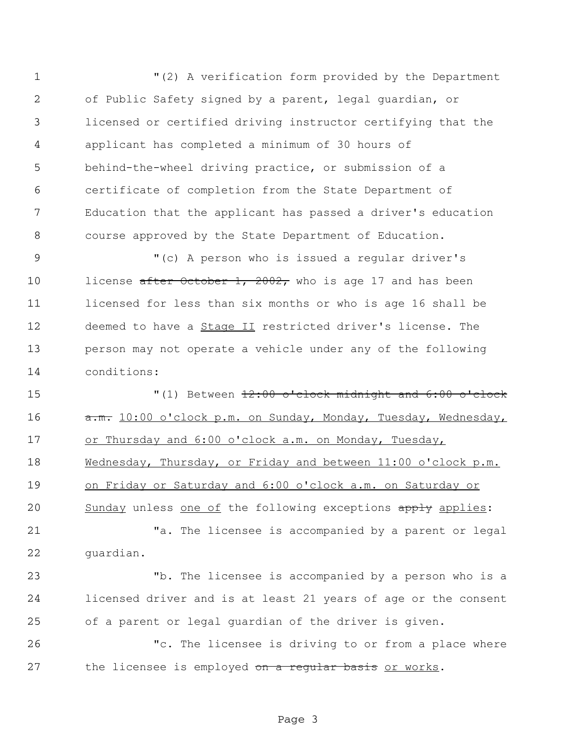"(2) A verification form provided by the Department of Public Safety signed by a parent, legal guardian, or licensed or certified driving instructor certifying that the applicant has completed a minimum of 30 hours of behind-the-wheel driving practice, or submission of a certificate of completion from the State Department of Education that the applicant has passed a driver's education course approved by the State Department of Education.

"(c) A person who is issued a regular driver's license ~~after October 1, 2002,~~ who is age 17 and has been licensed for less than six months or who is age 16 shall be deemed to have a <u>Stage II</u> restricted driver's license. The person may not operate a vehicle under any of the following conditions:

"(1) Between ~~12:00 o'clock midnight and 6:00 o'clock a.m.~~ <u>10:00 o'clock p.m. on Sunday, Monday, Tuesday, Wednesday, or Thursday and 6:00 o'clock a.m. on Monday, Tuesday, Wednesday, Thursday, or Friday and between 11:00 o'clock p.m. on Friday or Saturday and 6:00 o'clock a.m. on Saturday or Sunday</u> unless <u>one of</u> the following exceptions ~~apply~~ <u>applies</u>:

"a. The licensee is accompanied by a parent or legal guardian.

"b. The licensee is accompanied by a person who is a licensed driver and is at least 21 years of age or the consent of a parent or legal guardian of the driver is given.

"c. The licensee is driving to or from a place where the licensee is employed ~~on a regular basis~~ <u>or works</u>.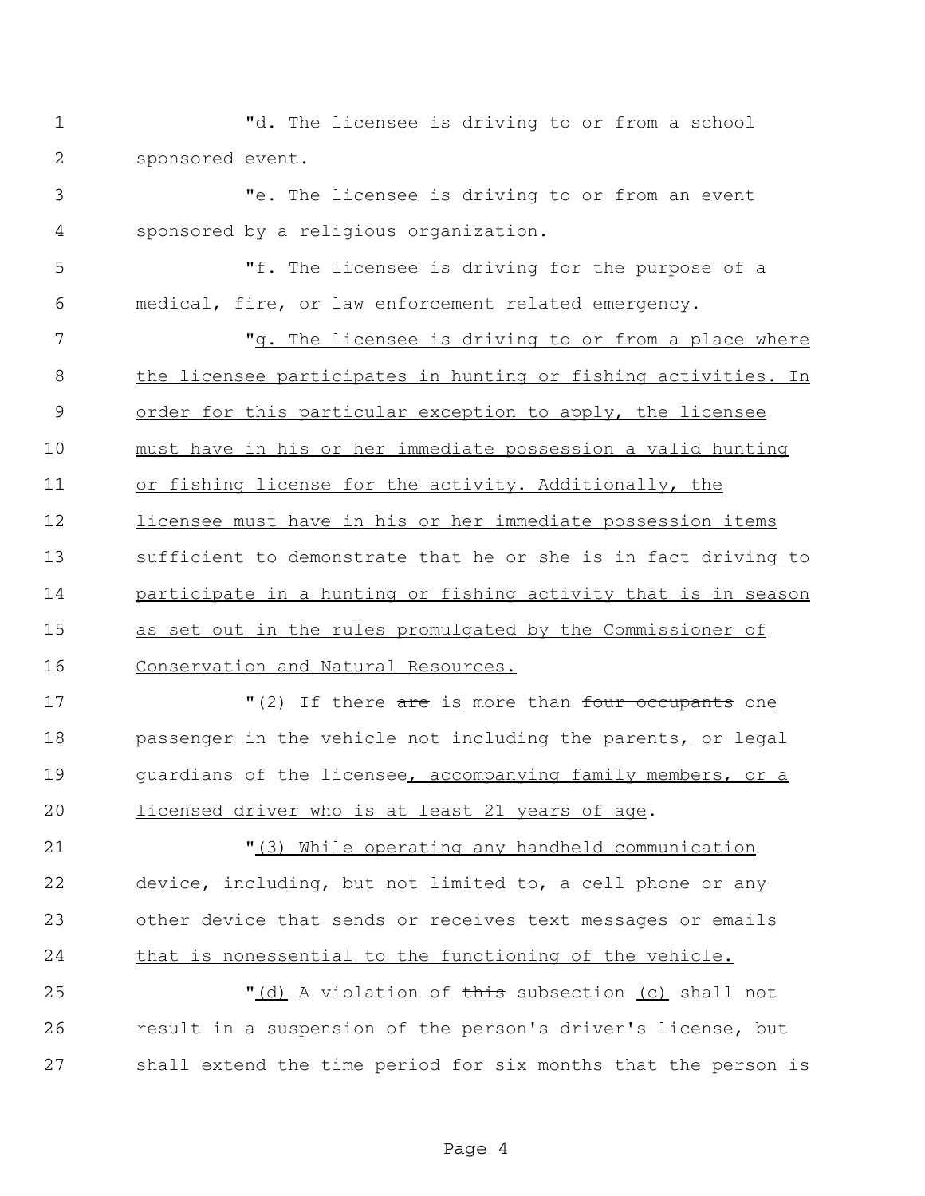"d. The licensee is driving to or from a school sponsored event.

"e. The licensee is driving to or from an event sponsored by a religious organization.

"f. The licensee is driving for the purpose of a medical, fire, or law enforcement related emergency.

"<u>g. The licensee is driving to or from a place where the licensee participates in hunting or fishing activities. In order for this particular exception to apply, the licensee must have in his or her immediate possession a valid hunting or fishing license for the activity. Additionally, the licensee must have in his or her immediate possession items sufficient to demonstrate that he or she is in fact driving to participate in a hunting or fishing activity that is in season as set out in the rules promulgated by the Commissioner of Conservation and Natural Resources.</u>

"(2) If there ~~are~~ <u>is</u> more than ~~four occupants~~ <u>one passenger</u> in the vehicle not including the parents<u>,</u> ~~or~~ legal guardians of the licensee<u>, accompanying family members, or a licensed driver who is at least 21 years of age</u>.

"<u>(3) While operating any handheld communication device</u>~~, including, but not limited to, a cell phone or any other device that sends or receives text messages or emails~~ <u>that is nonessential to the functioning of the vehicle.</u>

"<u>(d)</u> A violation of ~~this~~ subsection <u>(c)</u> shall not result in a suspension of the person's driver's license, but shall extend the time period for six months that the person is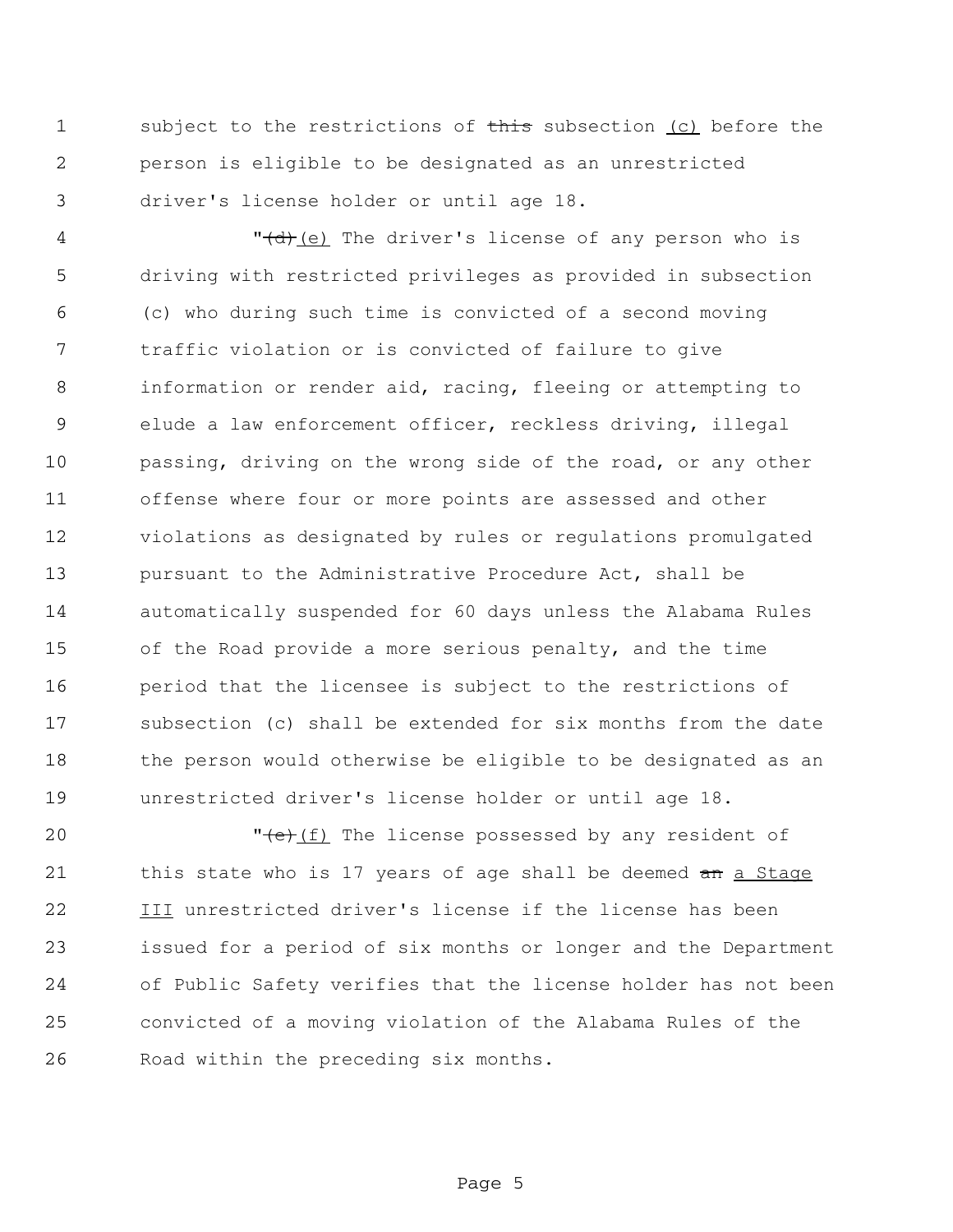subject to the restrictions of ~~this~~ subsection <u>(c)</u> before the person is eligible to be designated as an unrestricted driver's license holder or until age 18.

"~~(d)~~<u>(e)</u> The driver's license of any person who is driving with restricted privileges as provided in subsection (c) who during such time is convicted of a second moving traffic violation or is convicted of failure to give information or render aid, racing, fleeing or attempting to elude a law enforcement officer, reckless driving, illegal passing, driving on the wrong side of the road, or any other offense where four or more points are assessed and other violations as designated by rules or regulations promulgated pursuant to the Administrative Procedure Act, shall be automatically suspended for 60 days unless the Alabama Rules of the Road provide a more serious penalty, and the time period that the licensee is subject to the restrictions of subsection (c) shall be extended for six months from the date the person would otherwise be eligible to be designated as an unrestricted driver's license holder or until age 18.

"~~(e)~~<u>(f)</u> The license possessed by any resident of this state who is 17 years of age shall be deemed ~~an~~ <u>a Stage III</u> unrestricted driver's license if the license has been issued for a period of six months or longer and the Department of Public Safety verifies that the license holder has not been convicted of a moving violation of the Alabama Rules of the Road within the preceding six months.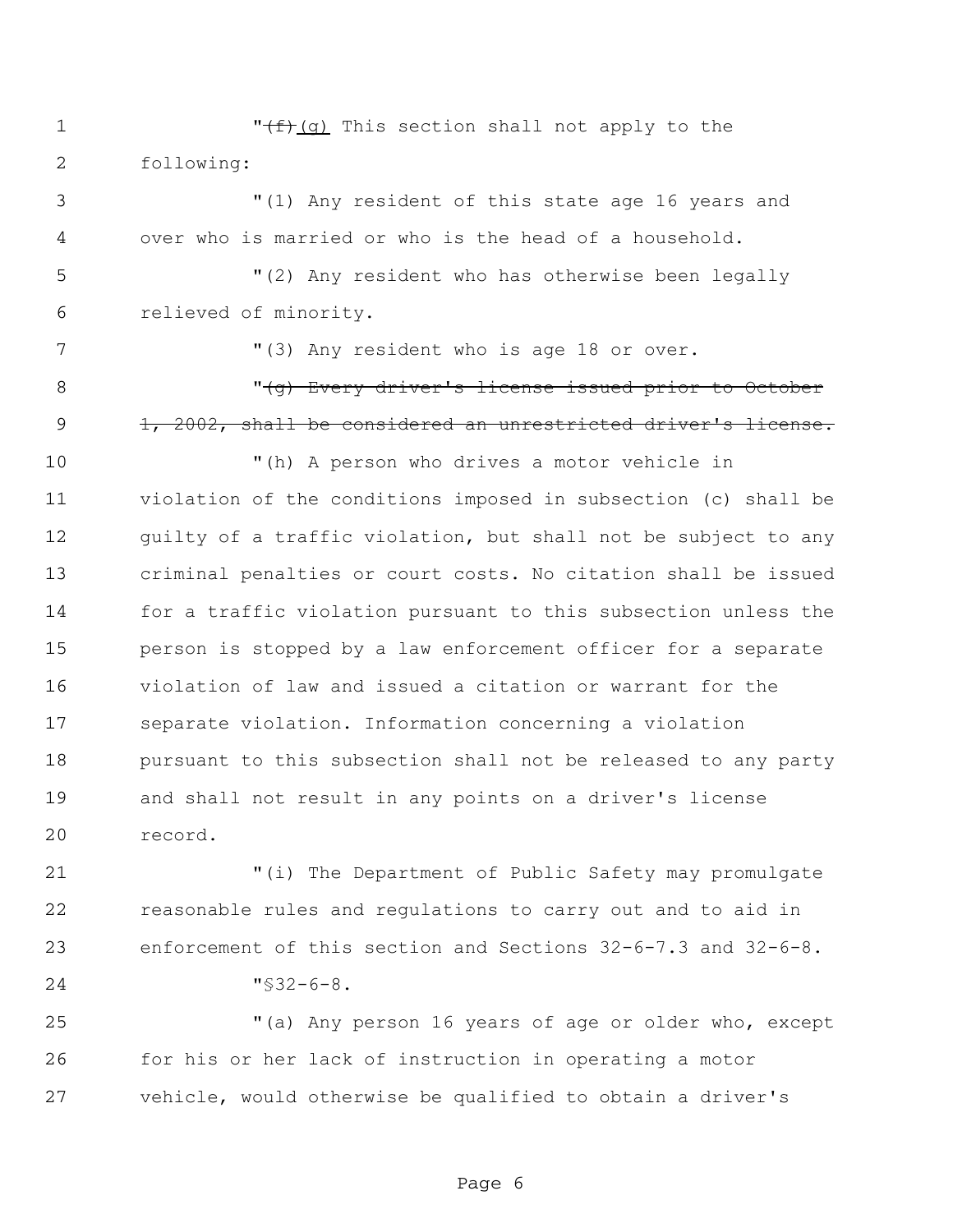"~~(f)~~ (g) This section shall not apply to the following:

"(1) Any resident of this state age 16 years and over who is married or who is the head of a household.

"(2) Any resident who has otherwise been legally relieved of minority.

"(3) Any resident who is age 18 or over.

"~~(g) Every driver's license issued prior to October 1, 2002, shall be considered an unrestricted driver's license.~~

"(h) A person who drives a motor vehicle in violation of the conditions imposed in subsection (c) shall be guilty of a traffic violation, but shall not be subject to any criminal penalties or court costs. No citation shall be issued for a traffic violation pursuant to this subsection unless the person is stopped by a law enforcement officer for a separate violation of law and issued a citation or warrant for the separate violation. Information concerning a violation pursuant to this subsection shall not be released to any party and shall not result in any points on a driver's license record.

"(i) The Department of Public Safety may promulgate reasonable rules and regulations to carry out and to aid in enforcement of this section and Sections 32-6-7.3 and 32-6-8.

"§32-6-8.

"(a) Any person 16 years of age or older who, except for his or her lack of instruction in operating a motor vehicle, would otherwise be qualified to obtain a driver's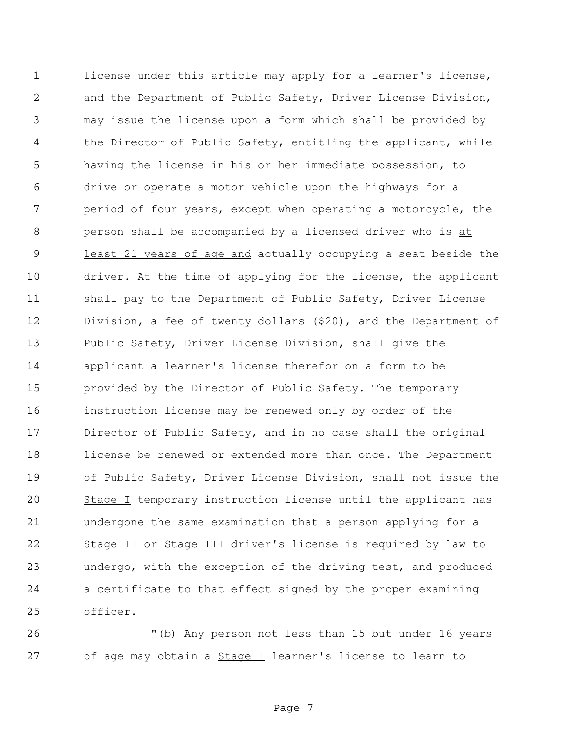license under this article may apply for a learner's license, and the Department of Public Safety, Driver License Division, may issue the license upon a form which shall be provided by the Director of Public Safety, entitling the applicant, while having the license in his or her immediate possession, to drive or operate a motor vehicle upon the highways for a period of four years, except when operating a motorcycle, the person shall be accompanied by a licensed driver who is <u>at least 21 years of age and</u> actually occupying a seat beside the driver. At the time of applying for the license, the applicant shall pay to the Department of Public Safety, Driver License Division, a fee of twenty dollars ($20), and the Department of Public Safety, Driver License Division, shall give the applicant a learner's license therefor on a form to be provided by the Director of Public Safety. The temporary instruction license may be renewed only by order of the Director of Public Safety, and in no case shall the original license be renewed or extended more than once. The Department of Public Safety, Driver License Division, shall not issue the <u>Stage I</u> temporary instruction license until the applicant has undergone the same examination that a person applying for a <u>Stage II or Stage III</u> driver's license is required by law to undergo, with the exception of the driving test, and produced a certificate to that effect signed by the proper examining officer.

"(b) Any person not less than 15 but under 16 years of age may obtain a <u>Stage I</u> learner's license to learn to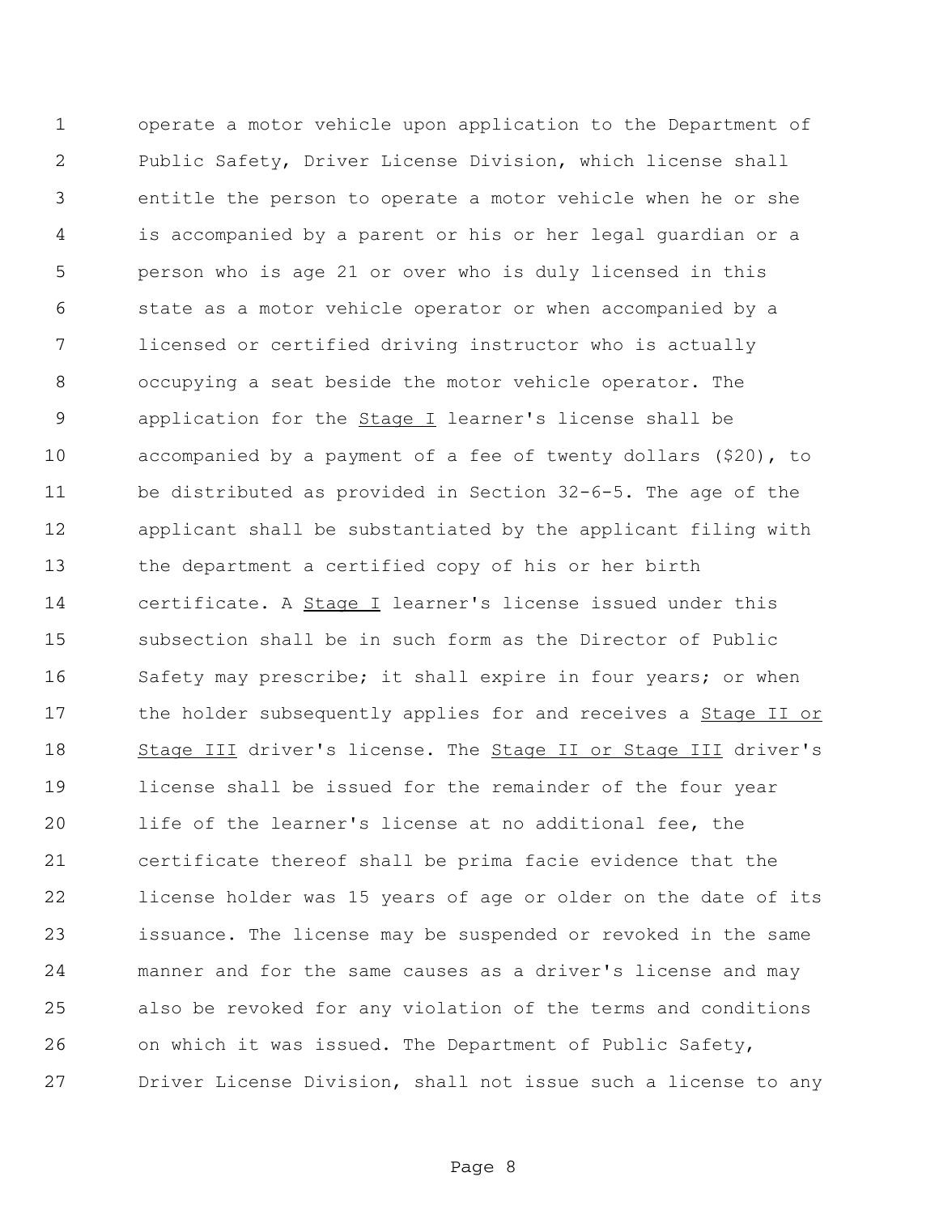operate a motor vehicle upon application to the Department of Public Safety, Driver License Division, which license shall entitle the person to operate a motor vehicle when he or she is accompanied by a parent or his or her legal guardian or a person who is age 21 or over who is duly licensed in this state as a motor vehicle operator or when accompanied by a licensed or certified driving instructor who is actually occupying a seat beside the motor vehicle operator. The application for the <u>Stage I</u> learner's license shall be accompanied by a payment of a fee of twenty dollars ($20), to be distributed as provided in Section 32-6-5. The age of the applicant shall be substantiated by the applicant filing with the department a certified copy of his or her birth certificate. A <u>Stage I</u> learner's license issued under this subsection shall be in such form as the Director of Public Safety may prescribe; it shall expire in four years; or when the holder subsequently applies for and receives a <u>Stage II or Stage III</u> driver's license. The <u>Stage II or Stage III</u> driver's license shall be issued for the remainder of the four year life of the learner's license at no additional fee, the certificate thereof shall be prima facie evidence that the license holder was 15 years of age or older on the date of its issuance. The license may be suspended or revoked in the same manner and for the same causes as a driver's license and may also be revoked for any violation of the terms and conditions on which it was issued. The Department of Public Safety, Driver License Division, shall not issue such a license to any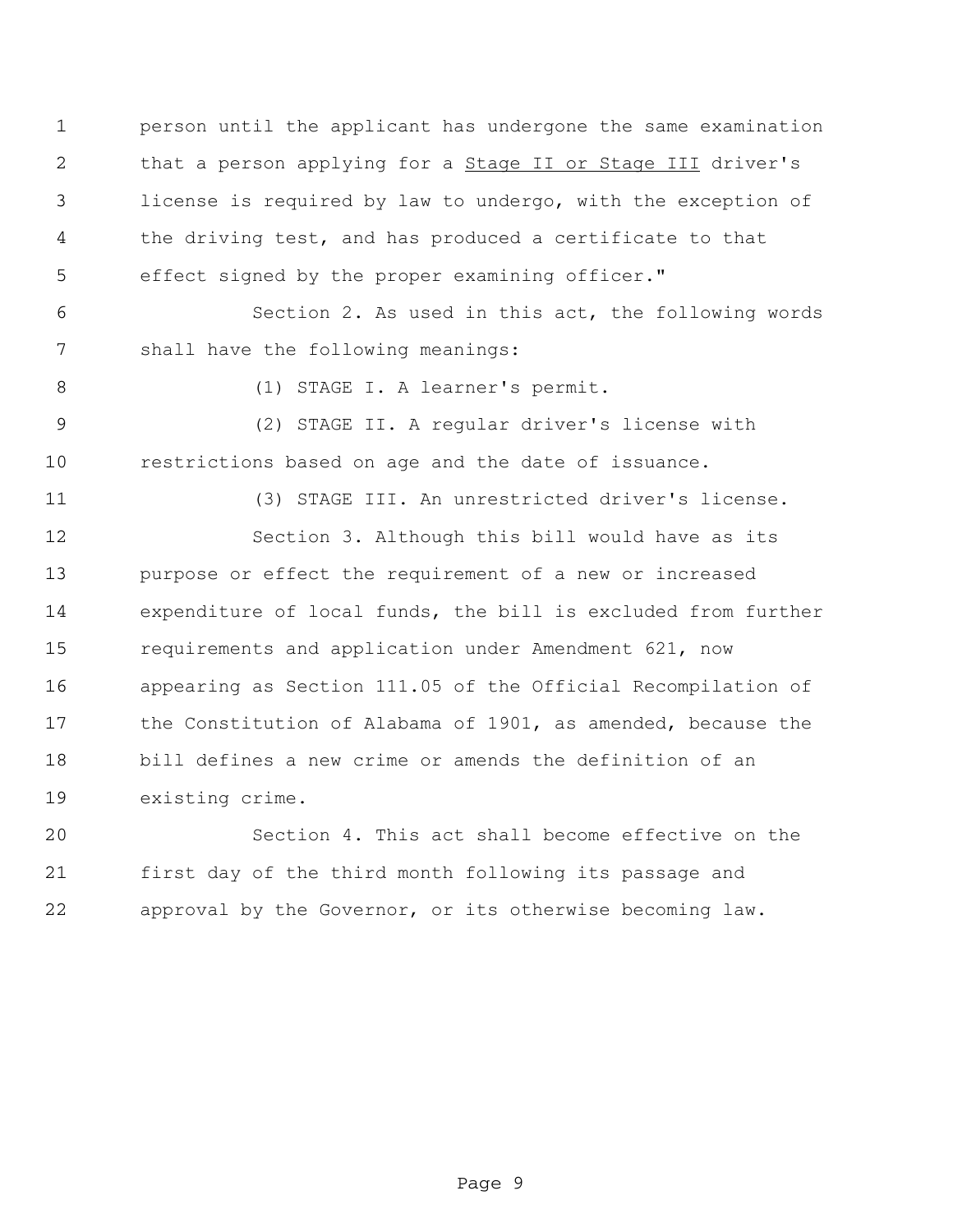person until the applicant has undergone the same examination that a person applying for a <u>Stage II or Stage III</u> driver's license is required by law to undergo, with the exception of the driving test, and has produced a certificate to that effect signed by the proper examining officer."

Section 2. As used in this act, the following words shall have the following meanings:

(1) STAGE I. A learner's permit.

(2) STAGE II. A regular driver's license with restrictions based on age and the date of issuance.

(3) STAGE III. An unrestricted driver's license.

Section 3. Although this bill would have as its purpose or effect the requirement of a new or increased expenditure of local funds, the bill is excluded from further requirements and application under Amendment 621, now appearing as Section 111.05 of the Official Recompilation of the Constitution of Alabama of 1901, as amended, because the bill defines a new crime or amends the definition of an existing crime.

Section 4. This act shall become effective on the first day of the third month following its passage and approval by the Governor, or its otherwise becoming law.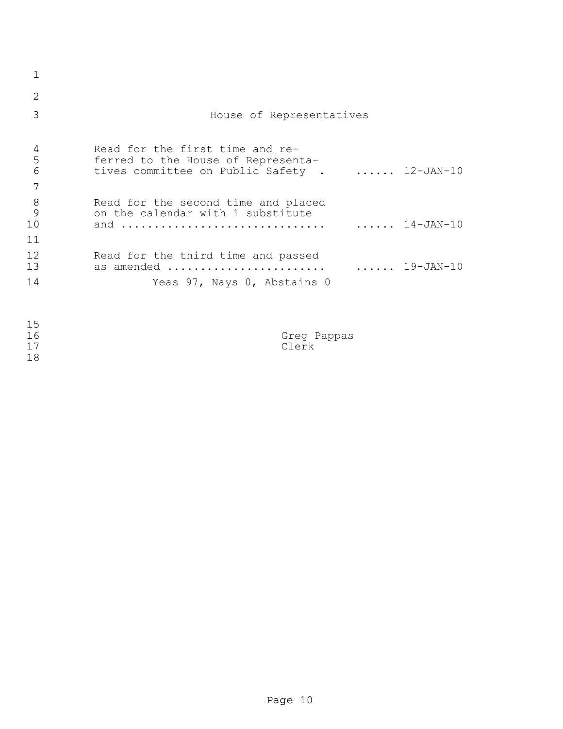House of Representatives

Read for the first time and referred to the House of Representatives committee on Public Safety . ...... 12-JAN-10

Read for the second time and placed on the calendar with 1 substitute and ............................ ...... 14-JAN-10

Read for the third time and passed as amended ...................... ...... 19-JAN-10

Yeas 97, Nays 0, Abstains 0

Greg Pappas
Clerk